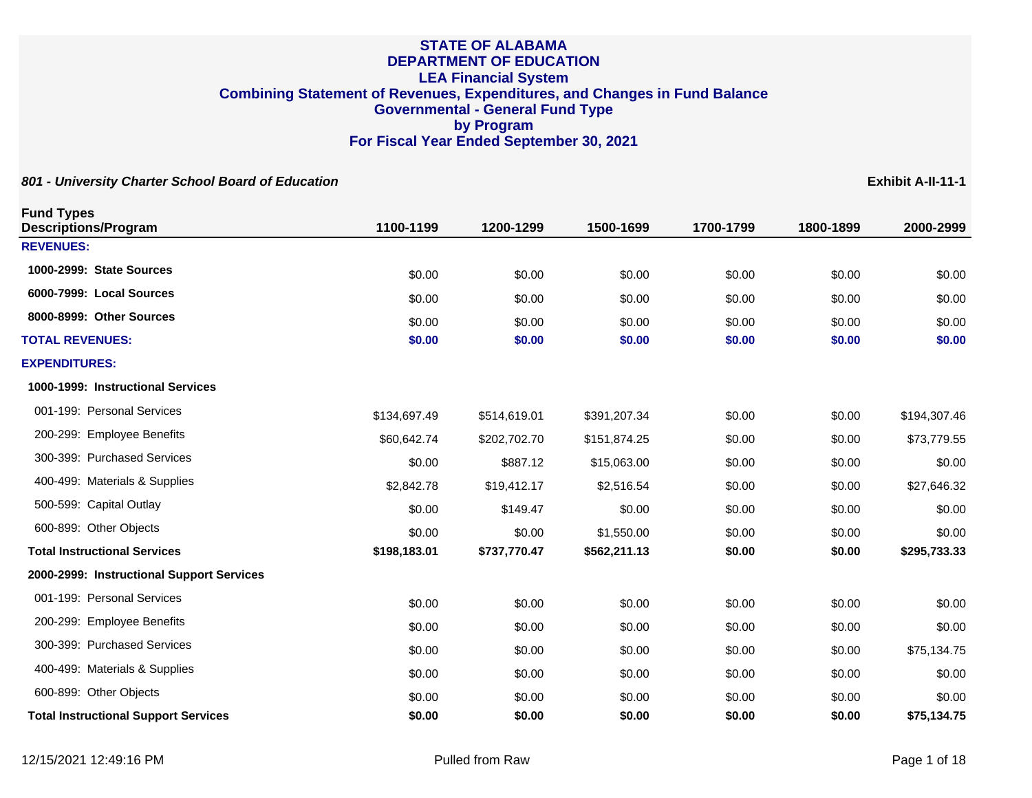# STATE OF ALABAMA
# DEPARTMENT OF EDUCATION
## LEA Financial System
## Combining Statement of Revenues, Expenditures, and Changes in Fund Balance
## Governmental - General Fund Type
## by Program
## For Fiscal Year Ended September 30, 2021

***801 - University Charter School Board of Education*** **Exhibit A-II-11-1**

| Fund Types Descriptions/Program | 1100-1199 | 1200-1299 | 1500-1699 | 1700-1799 | 1800-1899 | 2000-2999 |
|---|---|---|---|---|---|---|
| **REVENUES:** | | | | | | |
| **1000-2999: State Sources** | $0.00 | $0.00 | $0.00 | $0.00 | $0.00 | $0.00 |
| **6000-7999: Local Sources** | $0.00 | $0.00 | $0.00 | $0.00 | $0.00 | $0.00 |
| **8000-8999: Other Sources** | $0.00 | $0.00 | $0.00 | $0.00 | $0.00 | $0.00 |
| **TOTAL REVENUES:** | **$0.00** | **$0.00** | **$0.00** | **$0.00** | **$0.00** | **$0.00** |
| **EXPENDITURES:** | | | | | | |
| **1000-1999: Instructional Services** | | | | | | |
| 001-199: Personal Services | $134,697.49 | $514,619.01 | $391,207.34 | $0.00 | $0.00 | $194,307.46 |
| 200-299: Employee Benefits | $60,642.74 | $202,702.70 | $151,874.25 | $0.00 | $0.00 | $73,779.55 |
| 300-399: Purchased Services | $0.00 | $887.12 | $15,063.00 | $0.00 | $0.00 | $0.00 |
| 400-499: Materials & Supplies | $2,842.78 | $19,412.17 | $2,516.54 | $0.00 | $0.00 | $27,646.32 |
| 500-599: Capital Outlay | $0.00 | $149.47 | $0.00 | $0.00 | $0.00 | $0.00 |
| 600-899: Other Objects | $0.00 | $0.00 | $1,550.00 | $0.00 | $0.00 | $0.00 |
| **Total Instructional Services** | **$198,183.01** | **$737,770.47** | **$562,211.13** | **$0.00** | **$0.00** | **$295,733.33** |
| **2000-2999: Instructional Support Services** | | | | | | |
| 001-199: Personal Services | $0.00 | $0.00 | $0.00 | $0.00 | $0.00 | $0.00 |
| 200-299: Employee Benefits | $0.00 | $0.00 | $0.00 | $0.00 | $0.00 | $0.00 |
| 300-399: Purchased Services | $0.00 | $0.00 | $0.00 | $0.00 | $0.00 | $75,134.75 |
| 400-499: Materials & Supplies | $0.00 | $0.00 | $0.00 | $0.00 | $0.00 | $0.00 |
| 600-899: Other Objects | $0.00 | $0.00 | $0.00 | $0.00 | $0.00 | $0.00 |
| **Total Instructional Support Services** | **$0.00** | **$0.00** | **$0.00** | **$0.00** | **$0.00** | **$75,134.75** |

12/15/2021 12:49:16 PM Pulled from Raw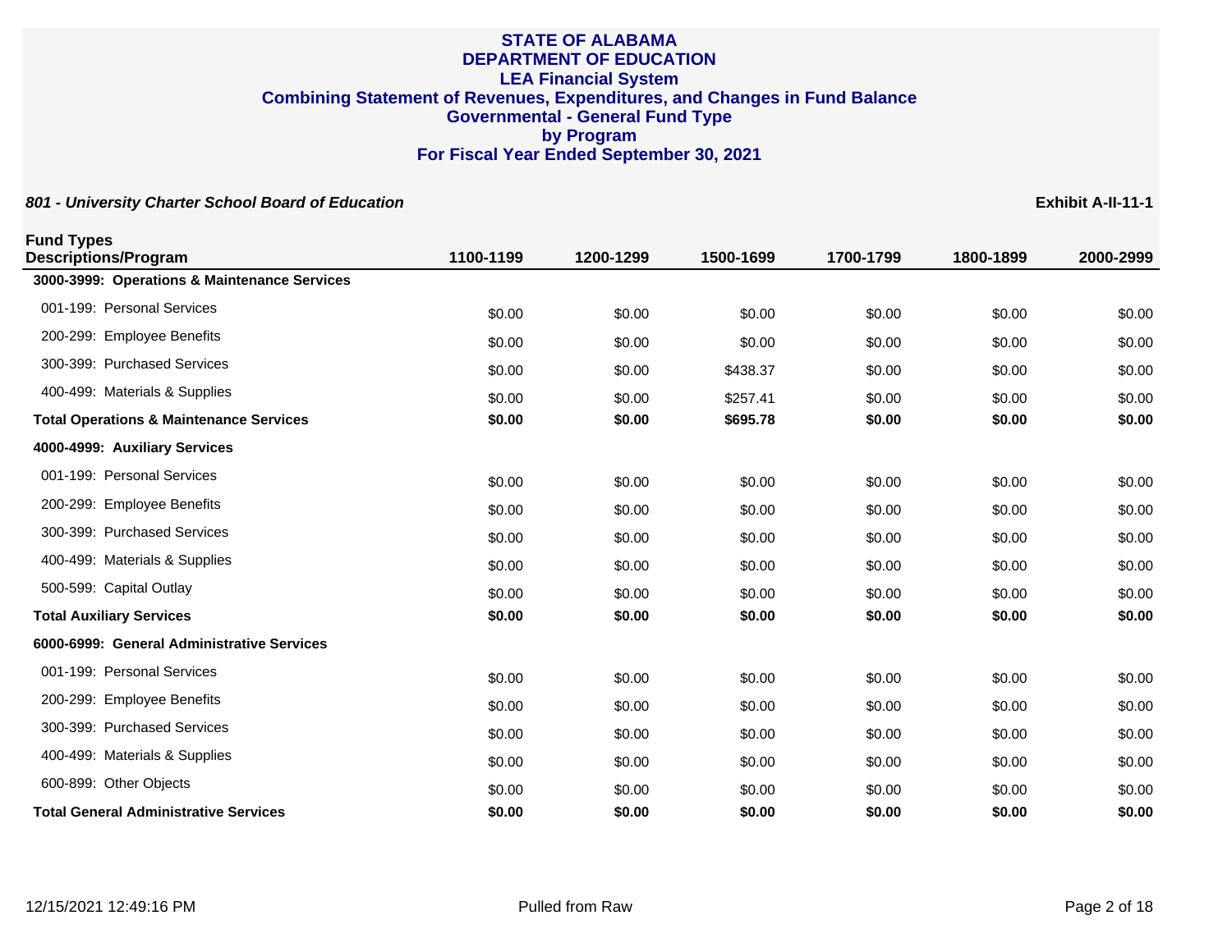# STATE OF ALABAMA
## DEPARTMENT OF EDUCATION
## LEA Financial System
## Combining Statement of Revenues, Expenditures, and Changes in Fund Balance
## Governmental - General Fund Type
## by Program
## For Fiscal Year Ended September 30, 2021

***801 - University Charter School Board of Education*** **Exhibit A-II-11-1**

| Fund Types Descriptions/Program | 1100-1199 | 1200-1299 | 1500-1699 | 1700-1799 | 1800-1899 | 2000-2999 |
|---|---|---|---|---|---|---|
| **3000-3999: Operations & Maintenance Services** | | | | | | |
| 001-199: Personal Services | $0.00 | $0.00 | $0.00 | $0.00 | $0.00 | $0.00 |
| 200-299: Employee Benefits | $0.00 | $0.00 | $0.00 | $0.00 | $0.00 | $0.00 |
| 300-399: Purchased Services | $0.00 | $0.00 | $438.37 | $0.00 | $0.00 | $0.00 |
| 400-499: Materials & Supplies | $0.00 | $0.00 | $257.41 | $0.00 | $0.00 | $0.00 |
| **Total Operations & Maintenance Services** | **$0.00** | **$0.00** | **$695.78** | **$0.00** | **$0.00** | **$0.00** |
| **4000-4999: Auxiliary Services** | | | | | | |
| 001-199: Personal Services | $0.00 | $0.00 | $0.00 | $0.00 | $0.00 | $0.00 |
| 200-299: Employee Benefits | $0.00 | $0.00 | $0.00 | $0.00 | $0.00 | $0.00 |
| 300-399: Purchased Services | $0.00 | $0.00 | $0.00 | $0.00 | $0.00 | $0.00 |
| 400-499: Materials & Supplies | $0.00 | $0.00 | $0.00 | $0.00 | $0.00 | $0.00 |
| 500-599: Capital Outlay | $0.00 | $0.00 | $0.00 | $0.00 | $0.00 | $0.00 |
| **Total Auxiliary Services** | **$0.00** | **$0.00** | **$0.00** | **$0.00** | **$0.00** | **$0.00** |
| **6000-6999: General Administrative Services** | | | | | | |
| 001-199: Personal Services | $0.00 | $0.00 | $0.00 | $0.00 | $0.00 | $0.00 |
| 200-299: Employee Benefits | $0.00 | $0.00 | $0.00 | $0.00 | $0.00 | $0.00 |
| 300-399: Purchased Services | $0.00 | $0.00 | $0.00 | $0.00 | $0.00 | $0.00 |
| 400-499: Materials & Supplies | $0.00 | $0.00 | $0.00 | $0.00 | $0.00 | $0.00 |
| 600-899: Other Objects | $0.00 | $0.00 | $0.00 | $0.00 | $0.00 | $0.00 |
| **Total General Administrative Services** | **$0.00** | **$0.00** | **$0.00** | **$0.00** | **$0.00** | **$0.00** |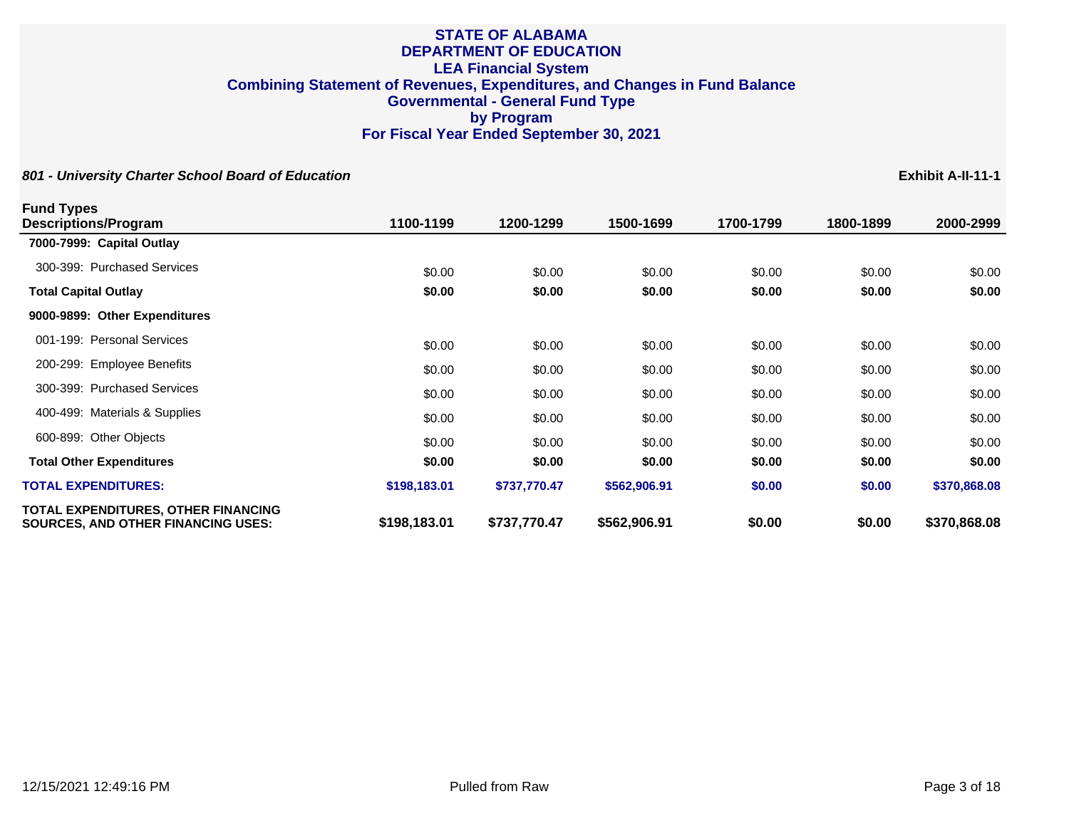# STATE OF ALABAMA
# DEPARTMENT OF EDUCATION
## LEA Financial System
## Combining Statement of Revenues, Expenditures, and Changes in Fund Balance
## Governmental - General Fund Type
## by Program
## For Fiscal Year Ended September 30, 2021

***801 - University Charter School Board of Education*** **Exhibit A-II-11-1**

| Fund Types Descriptions/Program | 1100-1199 | 1200-1299 | 1500-1699 | 1700-1799 | 1800-1899 | 2000-2999 |
|---|---|---|---|---|---|---|
| **7000-7999: Capital Outlay** | | | | | | |
| 300-399: Purchased Services | $0.00 | $0.00 | $0.00 | $0.00 | $0.00 | $0.00 |
| **Total Capital Outlay** | **$0.00** | **$0.00** | **$0.00** | **$0.00** | **$0.00** | **$0.00** |
| **9000-9899: Other Expenditures** | | | | | | |
| 001-199: Personal Services | $0.00 | $0.00 | $0.00 | $0.00 | $0.00 | $0.00 |
| 200-299: Employee Benefits | $0.00 | $0.00 | $0.00 | $0.00 | $0.00 | $0.00 |
| 300-399: Purchased Services | $0.00 | $0.00 | $0.00 | $0.00 | $0.00 | $0.00 |
| 400-499: Materials & Supplies | $0.00 | $0.00 | $0.00 | $0.00 | $0.00 | $0.00 |
| 600-899: Other Objects | $0.00 | $0.00 | $0.00 | $0.00 | $0.00 | $0.00 |
| **Total Other Expenditures** | **$0.00** | **$0.00** | **$0.00** | **$0.00** | **$0.00** | **$0.00** |
| **TOTAL EXPENDITURES:** | **$198,183.01** | **$737,770.47** | **$562,906.91** | **$0.00** | **$0.00** | **$370,868.08** |
| **TOTAL EXPENDITURES, OTHER FINANCING SOURCES, AND OTHER FINANCING USES:** | **$198,183.01** | **$737,770.47** | **$562,906.91** | **$0.00** | **$0.00** | **$370,868.08** |

12/15/2021 12:49:16 PM Pulled from Raw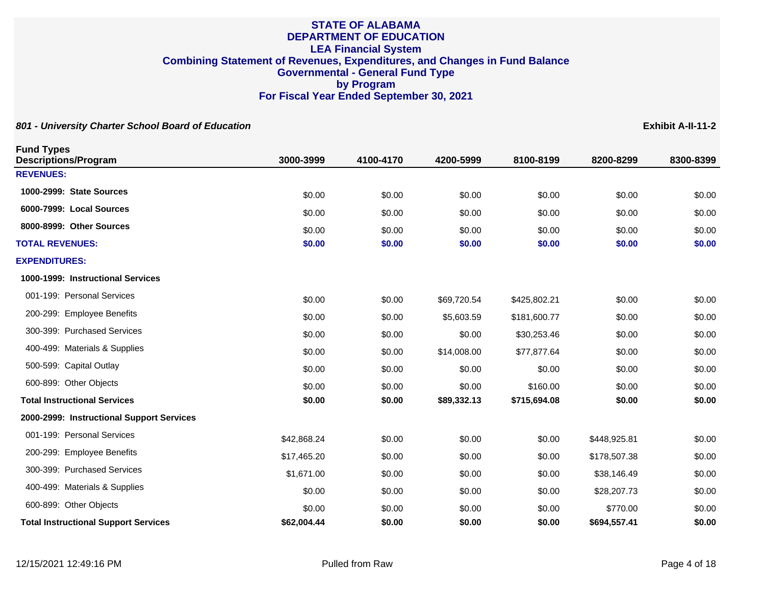# STATE OF ALABAMA
# DEPARTMENT OF EDUCATION
## LEA Financial System
## Combining Statement of Revenues, Expenditures, and Changes in Fund Balance
## Governmental - General Fund Type
## by Program
## For Fiscal Year Ended September 30, 2021

***801 - University Charter School Board of Education***

**Exhibit A-II-11-2**

| Fund Types<br>Descriptions/Program | 3000-3999 | 4100-4170 | 4200-5999 | 8100-8199 | 8200-8299 | 8300-8399 |
|---|---|---|---|---|---|---|
| **REVENUES:** | | | | | | |
| **1000-2999: State Sources** | $0.00 | $0.00 | $0.00 | $0.00 | $0.00 | $0.00 |
| **6000-7999: Local Sources** | $0.00 | $0.00 | $0.00 | $0.00 | $0.00 | $0.00 |
| **8000-8999: Other Sources** | $0.00 | $0.00 | $0.00 | $0.00 | $0.00 | $0.00 |
| **TOTAL REVENUES:** | **$0.00** | **$0.00** | **$0.00** | **$0.00** | **$0.00** | **$0.00** |
| **EXPENDITURES:** | | | | | | |
| **1000-1999: Instructional Services** | | | | | | |
| 001-199: Personal Services | $0.00 | $0.00 | $69,720.54 | $425,802.21 | $0.00 | $0.00 |
| 200-299: Employee Benefits | $0.00 | $0.00 | $5,603.59 | $181,600.77 | $0.00 | $0.00 |
| 300-399: Purchased Services | $0.00 | $0.00 | $0.00 | $30,253.46 | $0.00 | $0.00 |
| 400-499: Materials & Supplies | $0.00 | $0.00 | $14,008.00 | $77,877.64 | $0.00 | $0.00 |
| 500-599: Capital Outlay | $0.00 | $0.00 | $0.00 | $0.00 | $0.00 | $0.00 |
| 600-899: Other Objects | $0.00 | $0.00 | $0.00 | $160.00 | $0.00 | $0.00 |
| **Total Instructional Services** | **$0.00** | **$0.00** | **$89,332.13** | **$715,694.08** | **$0.00** | **$0.00** |
| **2000-2999: Instructional Support Services** | | | | | | |
| 001-199: Personal Services | $42,868.24 | $0.00 | $0.00 | $0.00 | $448,925.81 | $0.00 |
| 200-299: Employee Benefits | $17,465.20 | $0.00 | $0.00 | $0.00 | $178,507.38 | $0.00 |
| 300-399: Purchased Services | $1,671.00 | $0.00 | $0.00 | $0.00 | $38,146.49 | $0.00 |
| 400-499: Materials & Supplies | $0.00 | $0.00 | $0.00 | $0.00 | $28,207.73 | $0.00 |
| 600-899: Other Objects | $0.00 | $0.00 | $0.00 | $0.00 | $770.00 | $0.00 |
| **Total Instructional Support Services** | **$62,004.44** | **$0.00** | **$0.00** | **$0.00** | **$694,557.41** | **$0.00** |

12/15/2021 12:49:16 PM &nbsp;&nbsp;&nbsp;&nbsp; Pulled from Raw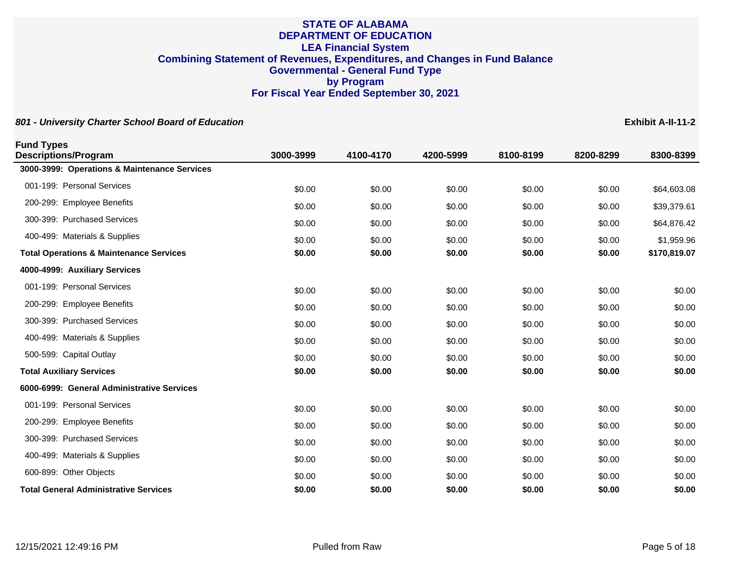# STATE OF ALABAMA
# DEPARTMENT OF EDUCATION
## LEA Financial System
## Combining Statement of Revenues, Expenditures, and Changes in Fund Balance
## Governmental - General Fund Type
## by Program
## For Fiscal Year Ended September 30, 2021

***801 - University Charter School Board of Education*** **Exhibit A-II-11-2**

| Fund Types Descriptions/Program | 3000-3999 | 4100-4170 | 4200-5999 | 8100-8199 | 8200-8299 | 8300-8399 |
|---|---|---|---|---|---|---|
| **3000-3999: Operations & Maintenance Services** | | | | | | |
| 001-199: Personal Services | $0.00 | $0.00 | $0.00 | $0.00 | $0.00 | $64,603.08 |
| 200-299: Employee Benefits | $0.00 | $0.00 | $0.00 | $0.00 | $0.00 | $39,379.61 |
| 300-399: Purchased Services | $0.00 | $0.00 | $0.00 | $0.00 | $0.00 | $64,876.42 |
| 400-499: Materials & Supplies | $0.00 | $0.00 | $0.00 | $0.00 | $0.00 | $1,959.96 |
| **Total Operations & Maintenance Services** | **$0.00** | **$0.00** | **$0.00** | **$0.00** | **$0.00** | **$170,819.07** |
| **4000-4999: Auxiliary Services** | | | | | | |
| 001-199: Personal Services | $0.00 | $0.00 | $0.00 | $0.00 | $0.00 | $0.00 |
| 200-299: Employee Benefits | $0.00 | $0.00 | $0.00 | $0.00 | $0.00 | $0.00 |
| 300-399: Purchased Services | $0.00 | $0.00 | $0.00 | $0.00 | $0.00 | $0.00 |
| 400-499: Materials & Supplies | $0.00 | $0.00 | $0.00 | $0.00 | $0.00 | $0.00 |
| 500-599: Capital Outlay | $0.00 | $0.00 | $0.00 | $0.00 | $0.00 | $0.00 |
| **Total Auxiliary Services** | **$0.00** | **$0.00** | **$0.00** | **$0.00** | **$0.00** | **$0.00** |
| **6000-6999: General Administrative Services** | | | | | | |
| 001-199: Personal Services | $0.00 | $0.00 | $0.00 | $0.00 | $0.00 | $0.00 |
| 200-299: Employee Benefits | $0.00 | $0.00 | $0.00 | $0.00 | $0.00 | $0.00 |
| 300-399: Purchased Services | $0.00 | $0.00 | $0.00 | $0.00 | $0.00 | $0.00 |
| 400-499: Materials & Supplies | $0.00 | $0.00 | $0.00 | $0.00 | $0.00 | $0.00 |
| 600-899: Other Objects | $0.00 | $0.00 | $0.00 | $0.00 | $0.00 | $0.00 |
| **Total General Administrative Services** | **$0.00** | **$0.00** | **$0.00** | **$0.00** | **$0.00** | **$0.00** |

12/15/2021 12:49:16 PM Pulled from Raw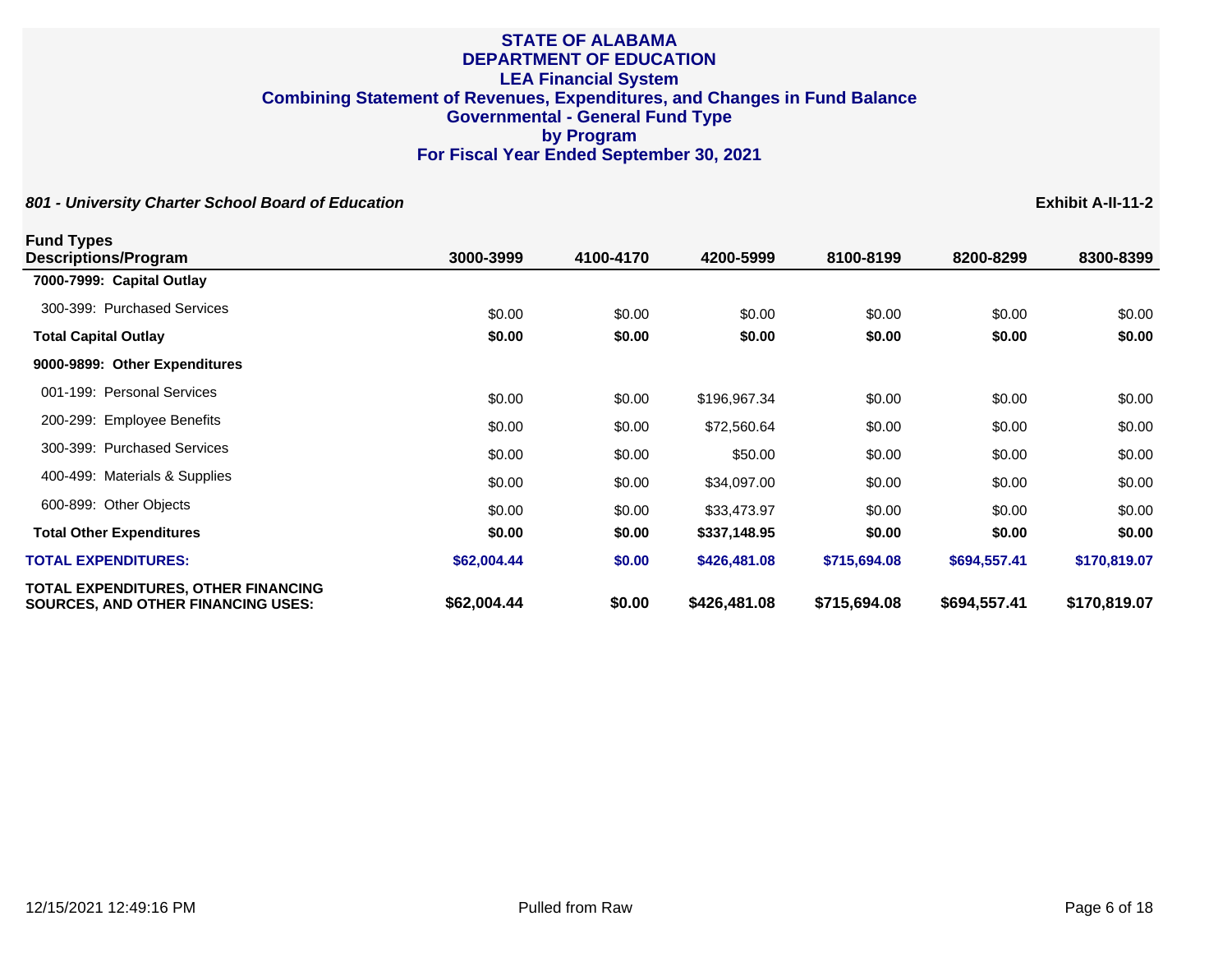# STATE OF ALABAMA
## DEPARTMENT OF EDUCATION
## LEA Financial System
## Combining Statement of Revenues, Expenditures, and Changes in Fund Balance
## Governmental - General Fund Type
## by Program
## For Fiscal Year Ended September 30, 2021

***801 - University Charter School Board of Education*** **Exhibit A-II-11-2**

| Fund Types<br>Descriptions/Program | 3000-3999 | 4100-4170 | 4200-5999 | 8100-8199 | 8200-8299 | 8300-8399 |
|---|---|---|---|---|---|---|
| **7000-7999: Capital Outlay** | | | | | | |
| 300-399: Purchased Services | $0.00 | $0.00 | $0.00 | $0.00 | $0.00 | $0.00 |
| **Total Capital Outlay** | **$0.00** | **$0.00** | **$0.00** | **$0.00** | **$0.00** | **$0.00** |
| **9000-9899: Other Expenditures** | | | | | | |
| 001-199: Personal Services | $0.00 | $0.00 | $196,967.34 | $0.00 | $0.00 | $0.00 |
| 200-299: Employee Benefits | $0.00 | $0.00 | $72,560.64 | $0.00 | $0.00 | $0.00 |
| 300-399: Purchased Services | $0.00 | $0.00 | $50.00 | $0.00 | $0.00 | $0.00 |
| 400-499: Materials & Supplies | $0.00 | $0.00 | $34,097.00 | $0.00 | $0.00 | $0.00 |
| 600-899: Other Objects | $0.00 | $0.00 | $33,473.97 | $0.00 | $0.00 | $0.00 |
| **Total Other Expenditures** | **$0.00** | **$0.00** | **$337,148.95** | **$0.00** | **$0.00** | **$0.00** |
| **TOTAL EXPENDITURES:** | **$62,004.44** | **$0.00** | **$426,481.08** | **$715,694.08** | **$694,557.41** | **$170,819.07** |
| **TOTAL EXPENDITURES, OTHER FINANCING SOURCES, AND OTHER FINANCING USES:** | **$62,004.44** | **$0.00** | **$426,481.08** | **$715,694.08** | **$694,557.41** | **$170,819.07** |

12/15/2021 12:49:16 PM Pulled from Raw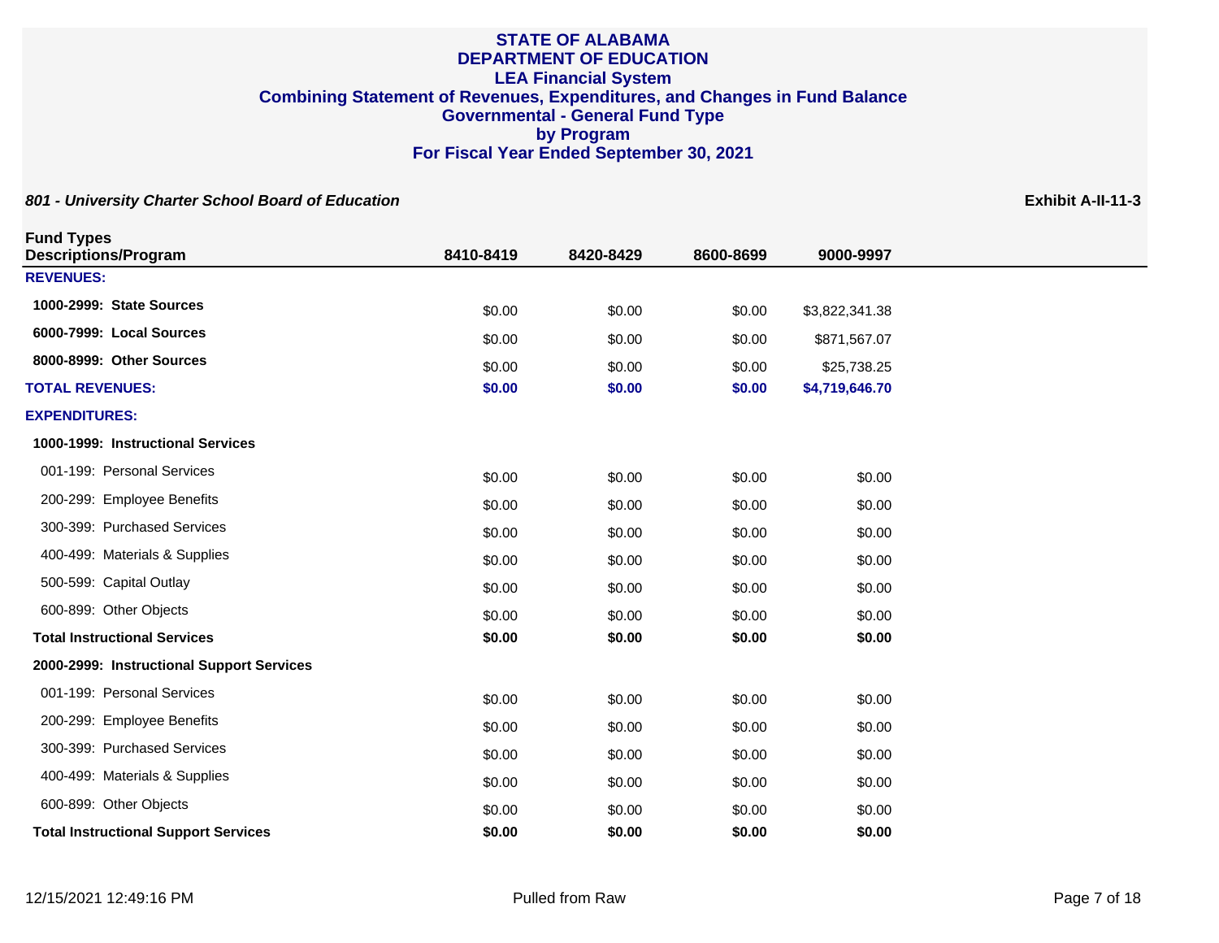# STATE OF ALABAMA
# DEPARTMENT OF EDUCATION
## LEA Financial System
## Combining Statement of Revenues, Expenditures, and Changes in Fund Balance
## Governmental - General Fund Type
## by Program
## For Fiscal Year Ended September 30, 2021

***801 - University Charter School Board of Education***

**Exhibit A-II-11-3**

| Fund Types Descriptions/Program | 8410-8419 | 8420-8429 | 8600-8699 | 9000-9997 |
|---|---|---|---|---|
| **REVENUES:** | | | | |
| **1000-2999: State Sources** | $0.00 | $0.00 | $0.00 | $3,822,341.38 |
| **6000-7999: Local Sources** | $0.00 | $0.00 | $0.00 | $871,567.07 |
| **8000-8999: Other Sources** | $0.00 | $0.00 | $0.00 | $25,738.25 |
| **TOTAL REVENUES:** | **$0.00** | **$0.00** | **$0.00** | **$4,719,646.70** |
| **EXPENDITURES:** | | | | |
| **1000-1999: Instructional Services** | | | | |
| 001-199: Personal Services | $0.00 | $0.00 | $0.00 | $0.00 |
| 200-299: Employee Benefits | $0.00 | $0.00 | $0.00 | $0.00 |
| 300-399: Purchased Services | $0.00 | $0.00 | $0.00 | $0.00 |
| 400-499: Materials & Supplies | $0.00 | $0.00 | $0.00 | $0.00 |
| 500-599: Capital Outlay | $0.00 | $0.00 | $0.00 | $0.00 |
| 600-899: Other Objects | $0.00 | $0.00 | $0.00 | $0.00 |
| **Total Instructional Services** | **$0.00** | **$0.00** | **$0.00** | **$0.00** |
| **2000-2999: Instructional Support Services** | | | | |
| 001-199: Personal Services | $0.00 | $0.00 | $0.00 | $0.00 |
| 200-299: Employee Benefits | $0.00 | $0.00 | $0.00 | $0.00 |
| 300-399: Purchased Services | $0.00 | $0.00 | $0.00 | $0.00 |
| 400-499: Materials & Supplies | $0.00 | $0.00 | $0.00 | $0.00 |
| 600-899: Other Objects | $0.00 | $0.00 | $0.00 | $0.00 |
| **Total Instructional Support Services** | **$0.00** | **$0.00** | **$0.00** | **$0.00** |

12/15/2021 12:49:16 PM Pulled from Raw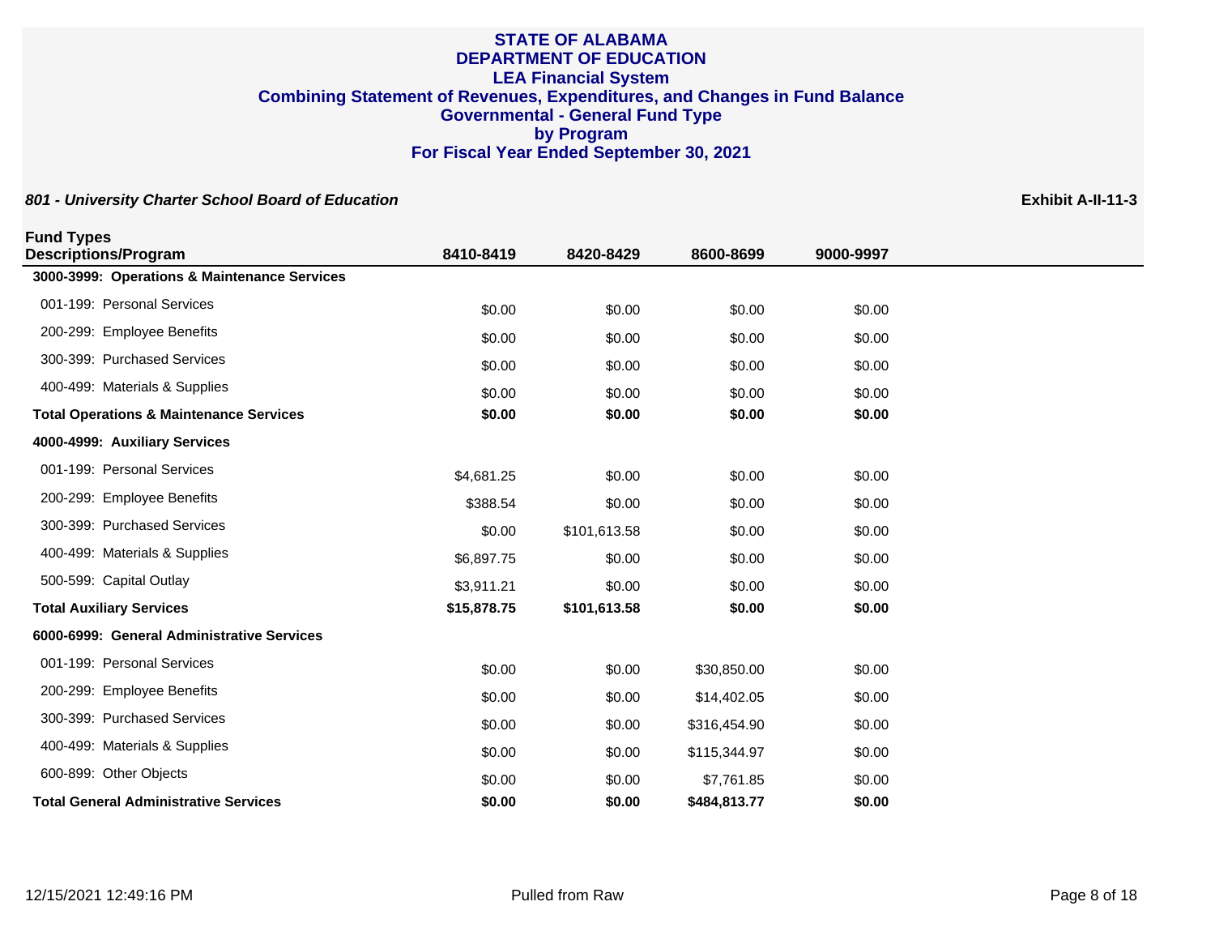# STATE OF ALABAMA
# DEPARTMENT OF EDUCATION
## LEA Financial System
## Combining Statement of Revenues, Expenditures, and Changes in Fund Balance
## Governmental - General Fund Type
## by Program
## For Fiscal Year Ended September 30, 2021

***801 - University Charter School Board of Education*** **Exhibit A-II-11-3**

| Fund Types Descriptions/Program | 8410-8419 | 8420-8429 | 8600-8699 | 9000-9997 |
|---|---|---|---|---|
| **3000-3999: Operations & Maintenance Services** | | | | |
| 001-199: Personal Services | $0.00 | $0.00 | $0.00 | $0.00 |
| 200-299: Employee Benefits | $0.00 | $0.00 | $0.00 | $0.00 |
| 300-399: Purchased Services | $0.00 | $0.00 | $0.00 | $0.00 |
| 400-499: Materials & Supplies | $0.00 | $0.00 | $0.00 | $0.00 |
| **Total Operations & Maintenance Services** | **$0.00** | **$0.00** | **$0.00** | **$0.00** |
| **4000-4999: Auxiliary Services** | | | | |
| 001-199: Personal Services | $4,681.25 | $0.00 | $0.00 | $0.00 |
| 200-299: Employee Benefits | $388.54 | $0.00 | $0.00 | $0.00 |
| 300-399: Purchased Services | $0.00 | $101,613.58 | $0.00 | $0.00 |
| 400-499: Materials & Supplies | $6,897.75 | $0.00 | $0.00 | $0.00 |
| 500-599: Capital Outlay | $3,911.21 | $0.00 | $0.00 | $0.00 |
| **Total Auxiliary Services** | **$15,878.75** | **$101,613.58** | **$0.00** | **$0.00** |
| **6000-6999: General Administrative Services** | | | | |
| 001-199: Personal Services | $0.00 | $0.00 | $30,850.00 | $0.00 |
| 200-299: Employee Benefits | $0.00 | $0.00 | $14,402.05 | $0.00 |
| 300-399: Purchased Services | $0.00 | $0.00 | $316,454.90 | $0.00 |
| 400-499: Materials & Supplies | $0.00 | $0.00 | $115,344.97 | $0.00 |
| 600-899: Other Objects | $0.00 | $0.00 | $7,761.85 | $0.00 |
| **Total General Administrative Services** | **$0.00** | **$0.00** | **$484,813.77** | **$0.00** |

12/15/2021 12:49:16 PM Pulled from Raw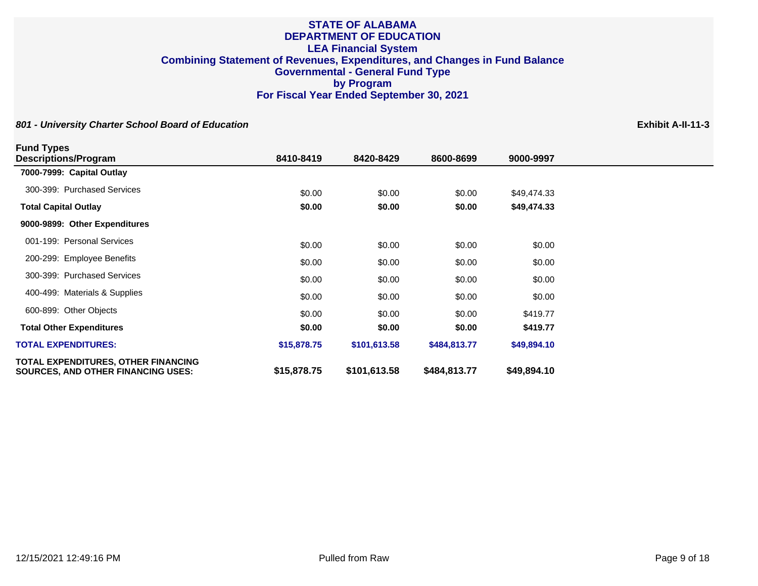# STATE OF ALABAMA
# DEPARTMENT OF EDUCATION
## LEA Financial System
## Combining Statement of Revenues, Expenditures, and Changes in Fund Balance
## Governmental - General Fund Type
## by Program
## For Fiscal Year Ended September 30, 2021

***801 - University Charter School Board of Education*** **Exhibit A-II-11-3**

| Fund Types<br>Descriptions/Program | 8410-8419 | 8420-8429 | 8600-8699 | 9000-9997 |
|---|---|---|---|---|
| **7000-7999: Capital Outlay** | | | | |
| 300-399: Purchased Services | $0.00 | $0.00 | $0.00 | $49,474.33 |
| **Total Capital Outlay** | **$0.00** | **$0.00** | **$0.00** | **$49,474.33** |
| **9000-9899: Other Expenditures** | | | | |
| 001-199: Personal Services | $0.00 | $0.00 | $0.00 | $0.00 |
| 200-299: Employee Benefits | $0.00 | $0.00 | $0.00 | $0.00 |
| 300-399: Purchased Services | $0.00 | $0.00 | $0.00 | $0.00 |
| 400-499: Materials & Supplies | $0.00 | $0.00 | $0.00 | $0.00 |
| 600-899: Other Objects | $0.00 | $0.00 | $0.00 | $419.77 |
| **Total Other Expenditures** | **$0.00** | **$0.00** | **$0.00** | **$419.77** |
| **TOTAL EXPENDITURES:** | **$15,878.75** | **$101,613.58** | **$484,813.77** | **$49,894.10** |
| **TOTAL EXPENDITURES, OTHER FINANCING SOURCES, AND OTHER FINANCING USES:** | **$15,878.75** | **$101,613.58** | **$484,813.77** | **$49,894.10** |

12/15/2021 12:49:16 PM Pulled from Raw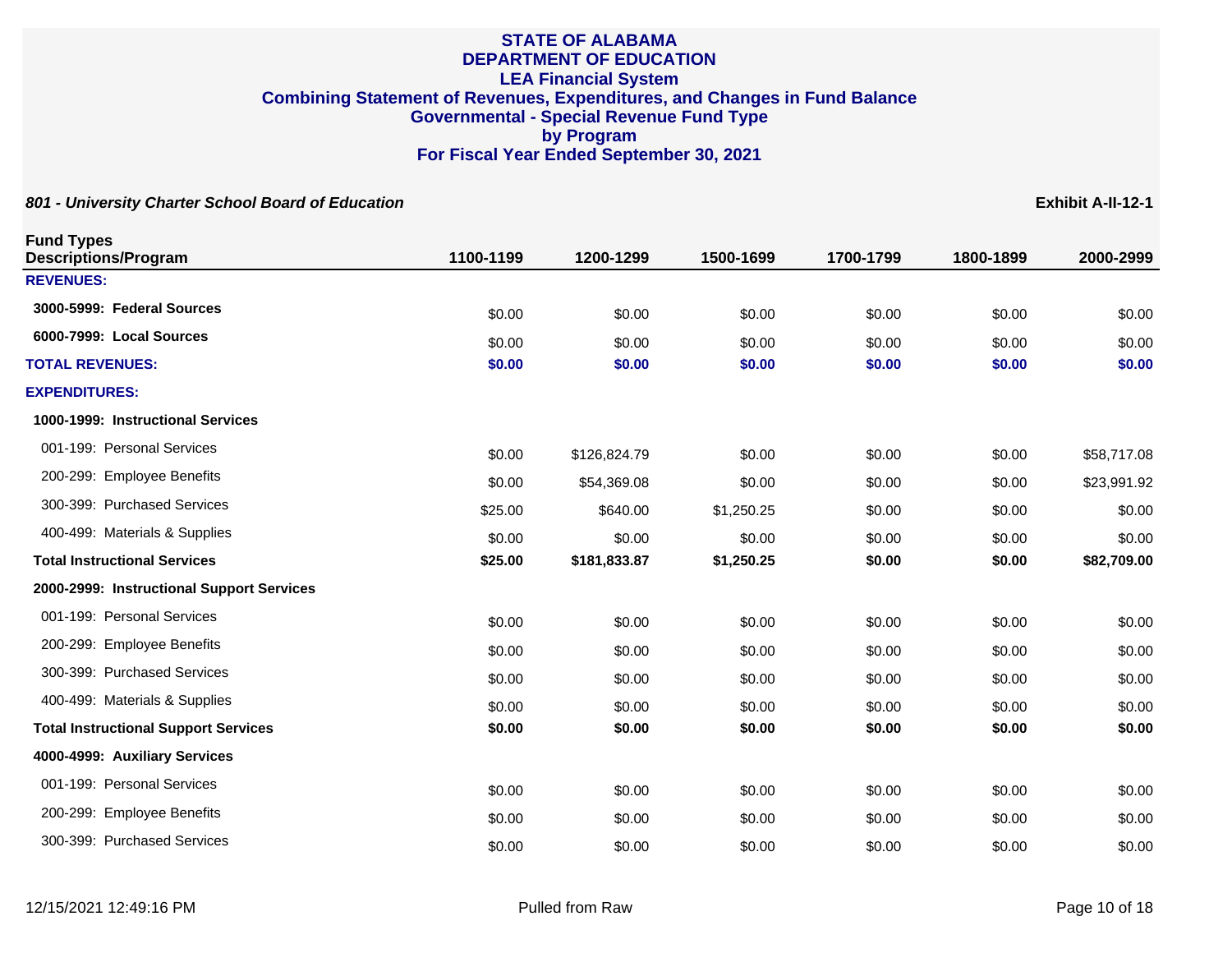# STATE OF ALABAMA
# DEPARTMENT OF EDUCATION
## LEA Financial System
## Combining Statement of Revenues, Expenditures, and Changes in Fund Balance
## Governmental - Special Revenue Fund Type
## by Program
## For Fiscal Year Ended September 30, 2021

***801 - University Charter School Board of Education***

**Exhibit A-II-12-1**

| Fund Types Descriptions/Program | 1100-1199 | 1200-1299 | 1500-1699 | 1700-1799 | 1800-1899 | 2000-2999 |
|---|---|---|---|---|---|---|
| **REVENUES:** | | | | | | |
| **3000-5999: Federal Sources** | $0.00 | $0.00 | $0.00 | $0.00 | $0.00 | $0.00 |
| **6000-7999: Local Sources** | $0.00 | $0.00 | $0.00 | $0.00 | $0.00 | $0.00 |
| **TOTAL REVENUES:** | **$0.00** | **$0.00** | **$0.00** | **$0.00** | **$0.00** | **$0.00** |
| **EXPENDITURES:** | | | | | | |
| **1000-1999: Instructional Services** | | | | | | |
| 001-199: Personal Services | $0.00 | $126,824.79 | $0.00 | $0.00 | $0.00 | $58,717.08 |
| 200-299: Employee Benefits | $0.00 | $54,369.08 | $0.00 | $0.00 | $0.00 | $23,991.92 |
| 300-399: Purchased Services | $25.00 | $640.00 | $1,250.25 | $0.00 | $0.00 | $0.00 |
| 400-499: Materials & Supplies | $0.00 | $0.00 | $0.00 | $0.00 | $0.00 | $0.00 |
| **Total Instructional Services** | **$25.00** | **$181,833.87** | **$1,250.25** | **$0.00** | **$0.00** | **$82,709.00** |
| **2000-2999: Instructional Support Services** | | | | | | |
| 001-199: Personal Services | $0.00 | $0.00 | $0.00 | $0.00 | $0.00 | $0.00 |
| 200-299: Employee Benefits | $0.00 | $0.00 | $0.00 | $0.00 | $0.00 | $0.00 |
| 300-399: Purchased Services | $0.00 | $0.00 | $0.00 | $0.00 | $0.00 | $0.00 |
| 400-499: Materials & Supplies | $0.00 | $0.00 | $0.00 | $0.00 | $0.00 | $0.00 |
| **Total Instructional Support Services** | **$0.00** | **$0.00** | **$0.00** | **$0.00** | **$0.00** | **$0.00** |
| **4000-4999: Auxiliary Services** | | | | | | |
| 001-199: Personal Services | $0.00 | $0.00 | $0.00 | $0.00 | $0.00 | $0.00 |
| 200-299: Employee Benefits | $0.00 | $0.00 | $0.00 | $0.00 | $0.00 | $0.00 |
| 300-399: Purchased Services | $0.00 | $0.00 | $0.00 | $0.00 | $0.00 | $0.00 |

12/15/2021 12:49:16 PM — Pulled from Raw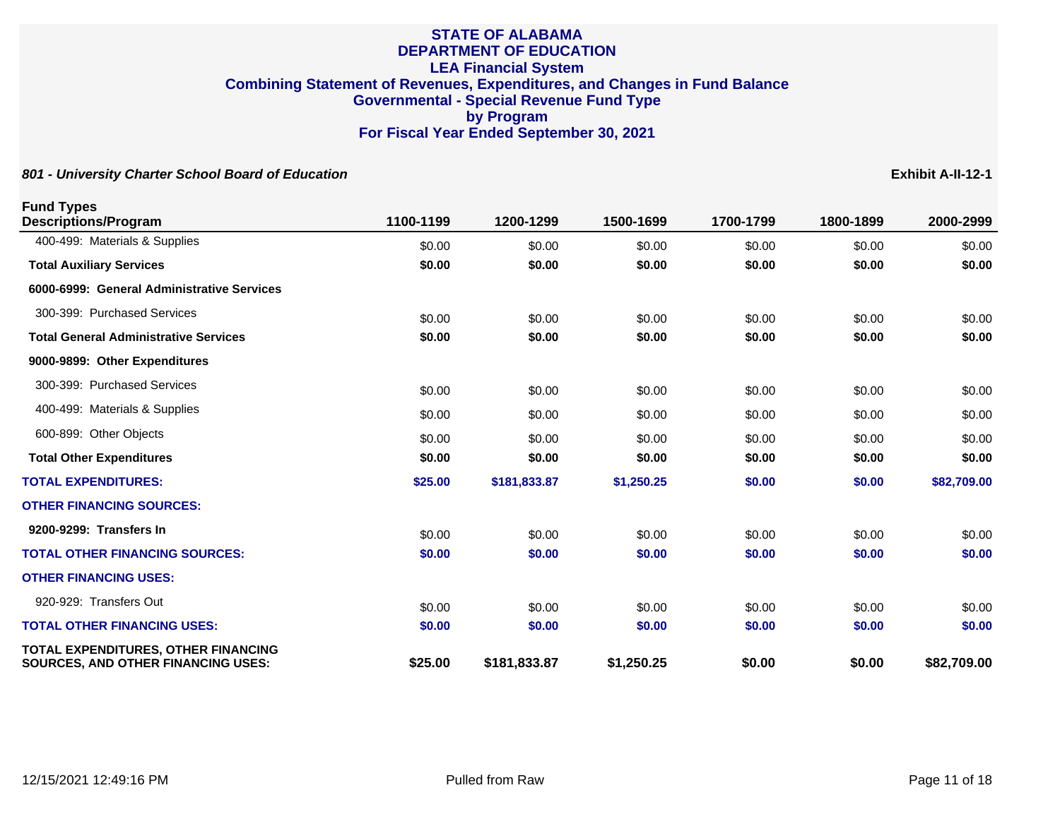# STATE OF ALABAMA
# DEPARTMENT OF EDUCATION
## LEA Financial System
## Combining Statement of Revenues, Expenditures, and Changes in Fund Balance
## Governmental - Special Revenue Fund Type
## by Program
## For Fiscal Year Ended September 30, 2021

***801 - University Charter School Board of Education*** **Exhibit A-II-12-1**

| Fund Types Descriptions/Program | 1100-1199 | 1200-1299 | 1500-1699 | 1700-1799 | 1800-1899 | 2000-2999 |
|---|---|---|---|---|---|---|
| 400-499: Materials & Supplies | $0.00 | $0.00 | $0.00 | $0.00 | $0.00 | $0.00 |
| **Total Auxiliary Services** | **$0.00** | **$0.00** | **$0.00** | **$0.00** | **$0.00** | **$0.00** |
| **6000-6999: General Administrative Services** | | | | | | |
| 300-399: Purchased Services | $0.00 | $0.00 | $0.00 | $0.00 | $0.00 | $0.00 |
| **Total General Administrative Services** | **$0.00** | **$0.00** | **$0.00** | **$0.00** | **$0.00** | **$0.00** |
| **9000-9899: Other Expenditures** | | | | | | |
| 300-399: Purchased Services | $0.00 | $0.00 | $0.00 | $0.00 | $0.00 | $0.00 |
| 400-499: Materials & Supplies | $0.00 | $0.00 | $0.00 | $0.00 | $0.00 | $0.00 |
| 600-899: Other Objects | $0.00 | $0.00 | $0.00 | $0.00 | $0.00 | $0.00 |
| **Total Other Expenditures** | **$0.00** | **$0.00** | **$0.00** | **$0.00** | **$0.00** | **$0.00** |
| **TOTAL EXPENDITURES:** | **$25.00** | **$181,833.87** | **$1,250.25** | **$0.00** | **$0.00** | **$82,709.00** |
| **OTHER FINANCING SOURCES:** | | | | | | |
| **9200-9299: Transfers In** | $0.00 | $0.00 | $0.00 | $0.00 | $0.00 | $0.00 |
| **TOTAL OTHER FINANCING SOURCES:** | **$0.00** | **$0.00** | **$0.00** | **$0.00** | **$0.00** | **$0.00** |
| **OTHER FINANCING USES:** | | | | | | |
| 920-929: Transfers Out | $0.00 | $0.00 | $0.00 | $0.00 | $0.00 | $0.00 |
| **TOTAL OTHER FINANCING USES:** | **$0.00** | **$0.00** | **$0.00** | **$0.00** | **$0.00** | **$0.00** |
| **TOTAL EXPENDITURES, OTHER FINANCING SOURCES, AND OTHER FINANCING USES:** | **$25.00** | **$181,833.87** | **$1,250.25** | **$0.00** | **$0.00** | **$82,709.00** |

12/15/2021 12:49:16 PM Pulled from Raw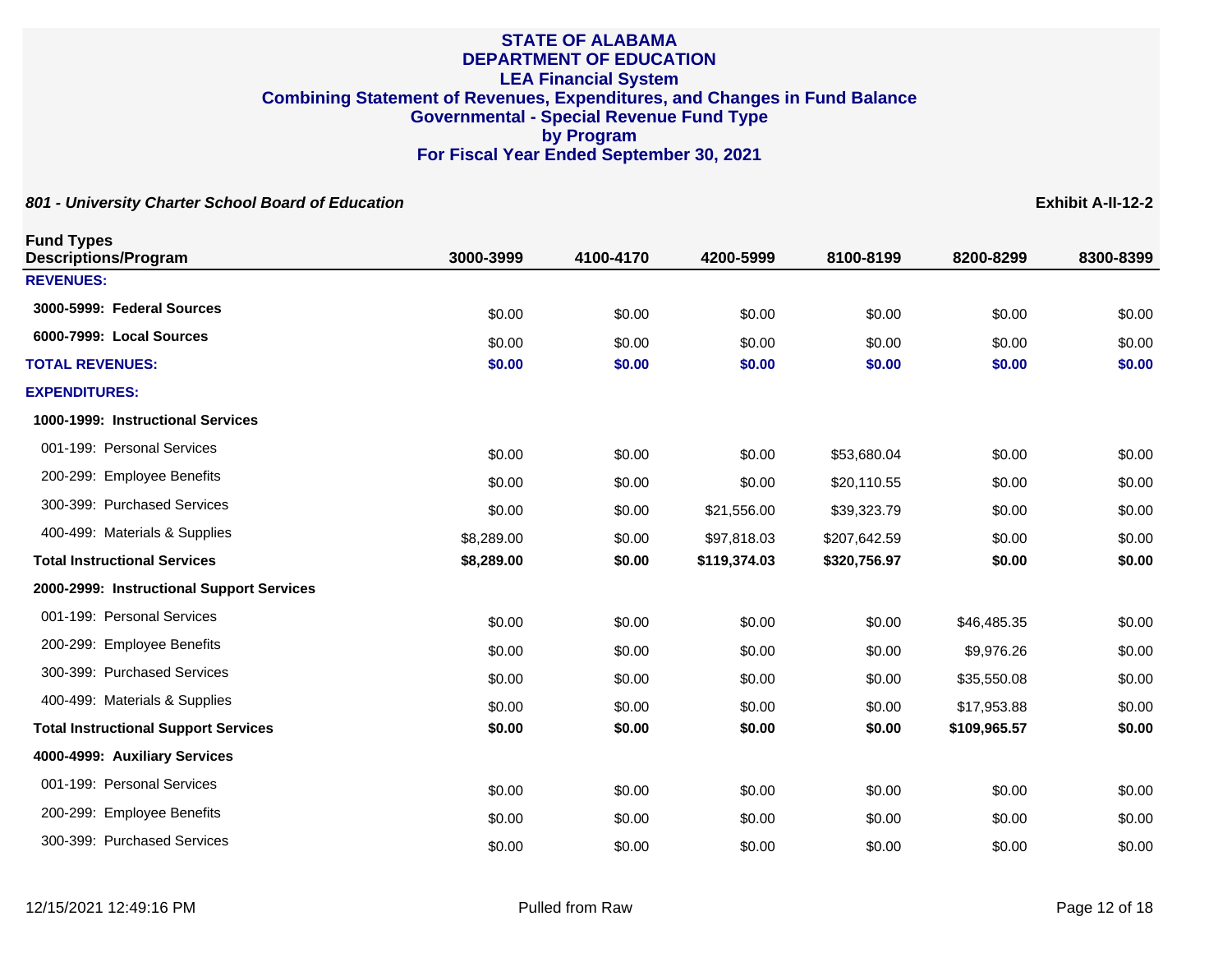# STATE OF ALABAMA
# DEPARTMENT OF EDUCATION
## LEA Financial System
## Combining Statement of Revenues, Expenditures, and Changes in Fund Balance
## Governmental - Special Revenue Fund Type
## by Program
## For Fiscal Year Ended September 30, 2021

***801 - University Charter School Board of Education*** **Exhibit A-II-12-2**

| Fund Types Descriptions/Program | 3000-3999 | 4100-4170 | 4200-5999 | 8100-8199 | 8200-8299 | 8300-8399 |
|---|---|---|---|---|---|---|
| **REVENUES:** | | | | | | |
| **3000-5999: Federal Sources** | $0.00 | $0.00 | $0.00 | $0.00 | $0.00 | $0.00 |
| **6000-7999: Local Sources** | $0.00 | $0.00 | $0.00 | $0.00 | $0.00 | $0.00 |
| **TOTAL REVENUES:** | **$0.00** | **$0.00** | **$0.00** | **$0.00** | **$0.00** | **$0.00** |
| **EXPENDITURES:** | | | | | | |
| **1000-1999: Instructional Services** | | | | | | |
| 001-199: Personal Services | $0.00 | $0.00 | $0.00 | $53,680.04 | $0.00 | $0.00 |
| 200-299: Employee Benefits | $0.00 | $0.00 | $0.00 | $20,110.55 | $0.00 | $0.00 |
| 300-399: Purchased Services | $0.00 | $0.00 | $21,556.00 | $39,323.79 | $0.00 | $0.00 |
| 400-499: Materials & Supplies | $8,289.00 | $0.00 | $97,818.03 | $207,642.59 | $0.00 | $0.00 |
| **Total Instructional Services** | **$8,289.00** | **$0.00** | **$119,374.03** | **$320,756.97** | **$0.00** | **$0.00** |
| **2000-2999: Instructional Support Services** | | | | | | |
| 001-199: Personal Services | $0.00 | $0.00 | $0.00 | $0.00 | $46,485.35 | $0.00 |
| 200-299: Employee Benefits | $0.00 | $0.00 | $0.00 | $0.00 | $9,976.26 | $0.00 |
| 300-399: Purchased Services | $0.00 | $0.00 | $0.00 | $0.00 | $35,550.08 | $0.00 |
| 400-499: Materials & Supplies | $0.00 | $0.00 | $0.00 | $0.00 | $17,953.88 | $0.00 |
| **Total Instructional Support Services** | **$0.00** | **$0.00** | **$0.00** | **$0.00** | **$109,965.57** | **$0.00** |
| **4000-4999: Auxiliary Services** | | | | | | |
| 001-199: Personal Services | $0.00 | $0.00 | $0.00 | $0.00 | $0.00 | $0.00 |
| 200-299: Employee Benefits | $0.00 | $0.00 | $0.00 | $0.00 | $0.00 | $0.00 |
| 300-399: Purchased Services | $0.00 | $0.00 | $0.00 | $0.00 | $0.00 | $0.00 |

12/15/2021 12:49:16 PM Pulled from Raw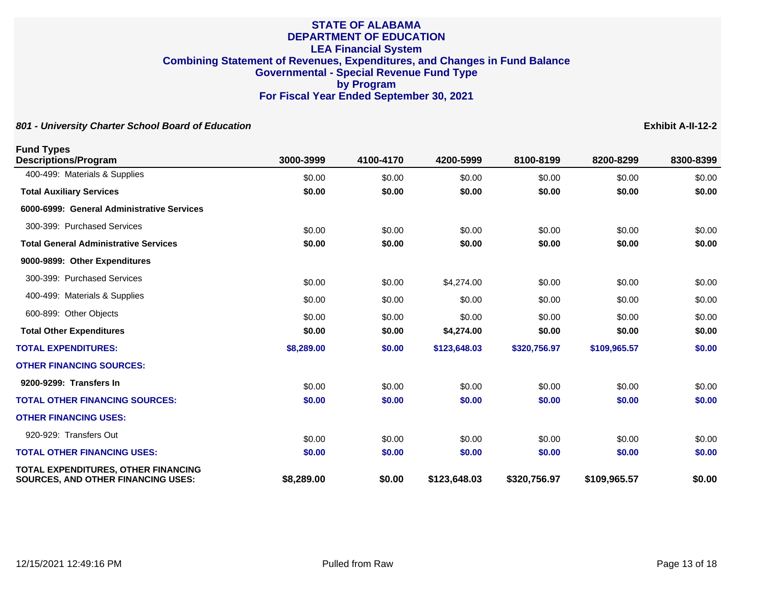# STATE OF ALABAMA
# DEPARTMENT OF EDUCATION
## LEA Financial System
## Combining Statement of Revenues, Expenditures, and Changes in Fund Balance
## Governmental - Special Revenue Fund Type
## by Program
## For Fiscal Year Ended September 30, 2021

***801 - University Charter School Board of Education*** **Exhibit A-II-12-2**

| Fund Types Descriptions/Program | 3000-3999 | 4100-4170 | 4200-5999 | 8100-8199 | 8200-8299 | 8300-8399 |
|---|---|---|---|---|---|---|
| 400-499: Materials & Supplies | $0.00 | $0.00 | $0.00 | $0.00 | $0.00 | $0.00 |
| **Total Auxiliary Services** | **$0.00** | **$0.00** | **$0.00** | **$0.00** | **$0.00** | **$0.00** |
| **6000-6999: General Administrative Services** | | | | | | |
| 300-399: Purchased Services | $0.00 | $0.00 | $0.00 | $0.00 | $0.00 | $0.00 |
| **Total General Administrative Services** | **$0.00** | **$0.00** | **$0.00** | **$0.00** | **$0.00** | **$0.00** |
| **9000-9899: Other Expenditures** | | | | | | |
| 300-399: Purchased Services | $0.00 | $0.00 | $4,274.00 | $0.00 | $0.00 | $0.00 |
| 400-499: Materials & Supplies | $0.00 | $0.00 | $0.00 | $0.00 | $0.00 | $0.00 |
| 600-899: Other Objects | $0.00 | $0.00 | $0.00 | $0.00 | $0.00 | $0.00 |
| **Total Other Expenditures** | **$0.00** | **$0.00** | **$4,274.00** | **$0.00** | **$0.00** | **$0.00** |
| **TOTAL EXPENDITURES:** | **$8,289.00** | **$0.00** | **$123,648.03** | **$320,756.97** | **$109,965.57** | **$0.00** |
| **OTHER FINANCING SOURCES:** | | | | | | |
| **9200-9299: Transfers In** | $0.00 | $0.00 | $0.00 | $0.00 | $0.00 | $0.00 |
| **TOTAL OTHER FINANCING SOURCES:** | **$0.00** | **$0.00** | **$0.00** | **$0.00** | **$0.00** | **$0.00** |
| **OTHER FINANCING USES:** | | | | | | |
| 920-929: Transfers Out | $0.00 | $0.00 | $0.00 | $0.00 | $0.00 | $0.00 |
| **TOTAL OTHER FINANCING USES:** | **$0.00** | **$0.00** | **$0.00** | **$0.00** | **$0.00** | **$0.00** |
| **TOTAL EXPENDITURES, OTHER FINANCING SOURCES, AND OTHER FINANCING USES:** | **$8,289.00** | **$0.00** | **$123,648.03** | **$320,756.97** | **$109,965.57** | **$0.00** |

12/15/2021 12:49:16 PM Pulled from Raw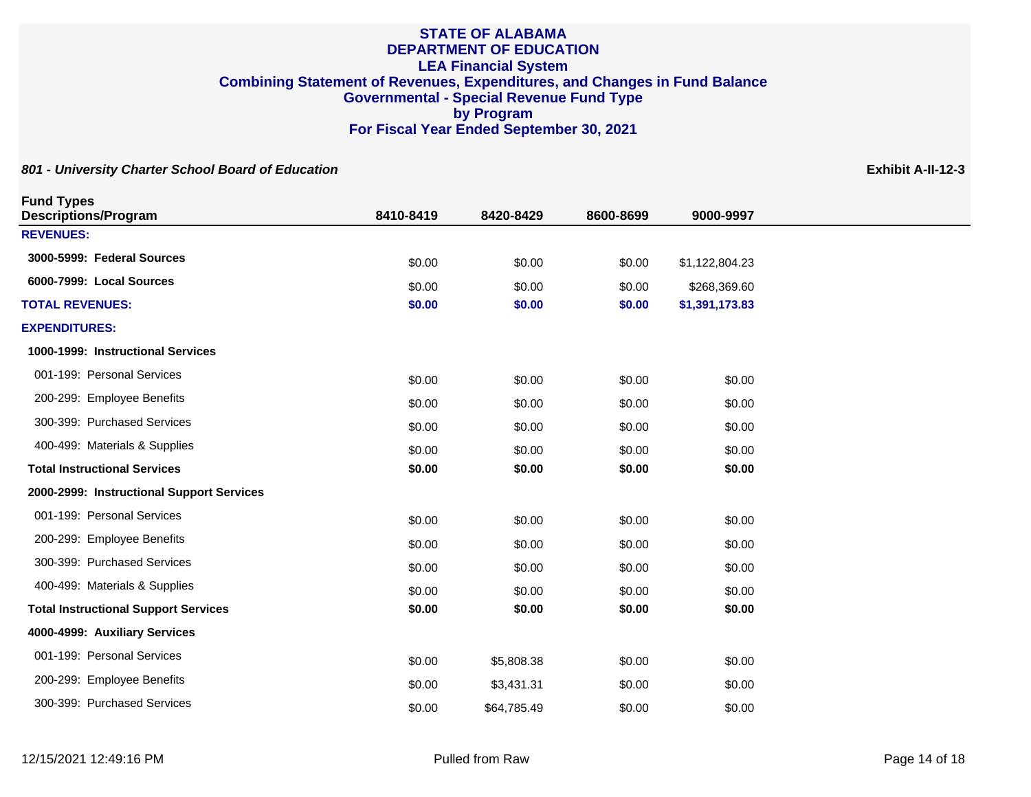# STATE OF ALABAMA
# DEPARTMENT OF EDUCATION
## LEA Financial System
## Combining Statement of Revenues, Expenditures, and Changes in Fund Balance
## Governmental - Special Revenue Fund Type
## by Program
## For Fiscal Year Ended September 30, 2021

***801 - University Charter School Board of Education*** **Exhibit A-II-12-3**

| Fund Types<br>Descriptions/Program | 8410-8419 | 8420-8429 | 8600-8699 | 9000-9997 |
|---|---|---|---|---|
| **REVENUES:** | | | | |
| **3000-5999: Federal Sources** | $0.00 | $0.00 | $0.00 | $1,122,804.23 |
| **6000-7999: Local Sources** | $0.00 | $0.00 | $0.00 | $268,369.60 |
| **TOTAL REVENUES:** | **$0.00** | **$0.00** | **$0.00** | **$1,391,173.83** |
| **EXPENDITURES:** | | | | |
| **1000-1999: Instructional Services** | | | | |
| 001-199: Personal Services | $0.00 | $0.00 | $0.00 | $0.00 |
| 200-299: Employee Benefits | $0.00 | $0.00 | $0.00 | $0.00 |
| 300-399: Purchased Services | $0.00 | $0.00 | $0.00 | $0.00 |
| 400-499: Materials & Supplies | $0.00 | $0.00 | $0.00 | $0.00 |
| **Total Instructional Services** | **$0.00** | **$0.00** | **$0.00** | **$0.00** |
| **2000-2999: Instructional Support Services** | | | | |
| 001-199: Personal Services | $0.00 | $0.00 | $0.00 | $0.00 |
| 200-299: Employee Benefits | $0.00 | $0.00 | $0.00 | $0.00 |
| 300-399: Purchased Services | $0.00 | $0.00 | $0.00 | $0.00 |
| 400-499: Materials & Supplies | $0.00 | $0.00 | $0.00 | $0.00 |
| **Total Instructional Support Services** | **$0.00** | **$0.00** | **$0.00** | **$0.00** |
| **4000-4999: Auxiliary Services** | | | | |
| 001-199: Personal Services | $0.00 | $5,808.38 | $0.00 | $0.00 |
| 200-299: Employee Benefits | $0.00 | $3,431.31 | $0.00 | $0.00 |
| 300-399: Purchased Services | $0.00 | $64,785.49 | $0.00 | $0.00 |

12/15/2021 12:49:16 PM Pulled from Raw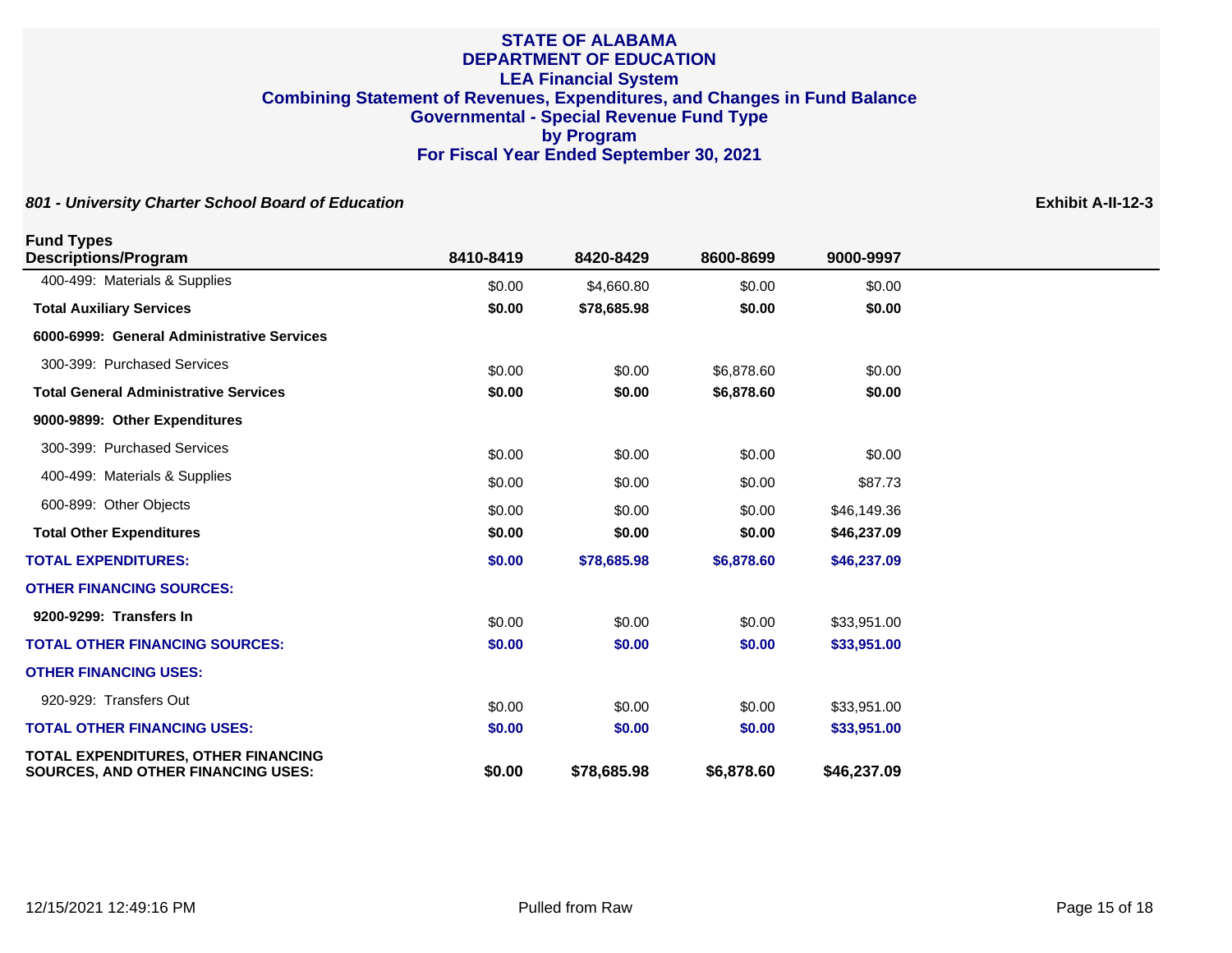# STATE OF ALABAMA
# DEPARTMENT OF EDUCATION
## LEA Financial System
## Combining Statement of Revenues, Expenditures, and Changes in Fund Balance
## Governmental - Special Revenue Fund Type
## by Program
## For Fiscal Year Ended September 30, 2021

***801 - University Charter School Board of Education*** **Exhibit A-II-12-3**

| Fund Types<br>Descriptions/Program | 8410-8419 | 8420-8429 | 8600-8699 | 9000-9997 |
|---|---|---|---|---|
| 400-499: Materials & Supplies | $0.00 | $4,660.80 | $0.00 | $0.00 |
| **Total Auxiliary Services** | **$0.00** | **$78,685.98** | **$0.00** | **$0.00** |
| **6000-6999: General Administrative Services** | | | | |
| 300-399: Purchased Services | $0.00 | $0.00 | $6,878.60 | $0.00 |
| **Total General Administrative Services** | **$0.00** | **$0.00** | **$6,878.60** | **$0.00** |
| **9000-9899: Other Expenditures** | | | | |
| 300-399: Purchased Services | $0.00 | $0.00 | $0.00 | $0.00 |
| 400-499: Materials & Supplies | $0.00 | $0.00 | $0.00 | $87.73 |
| 600-899: Other Objects | $0.00 | $0.00 | $0.00 | $46,149.36 |
| **Total Other Expenditures** | **$0.00** | **$0.00** | **$0.00** | **$46,237.09** |
| **TOTAL EXPENDITURES:** | **$0.00** | **$78,685.98** | **$6,878.60** | **$46,237.09** |
| **OTHER FINANCING SOURCES:** | | | | |
| **9200-9299: Transfers In** | $0.00 | $0.00 | $0.00 | $33,951.00 |
| **TOTAL OTHER FINANCING SOURCES:** | **$0.00** | **$0.00** | **$0.00** | **$33,951.00** |
| **OTHER FINANCING USES:** | | | | |
| 920-929: Transfers Out | $0.00 | $0.00 | $0.00 | $33,951.00 |
| **TOTAL OTHER FINANCING USES:** | **$0.00** | **$0.00** | **$0.00** | **$33,951.00** |
| **TOTAL EXPENDITURES, OTHER FINANCING SOURCES, AND OTHER FINANCING USES:** | **$0.00** | **$78,685.98** | **$6,878.60** | **$46,237.09** |

12/15/2021 12:49:16 PM Pulled from Raw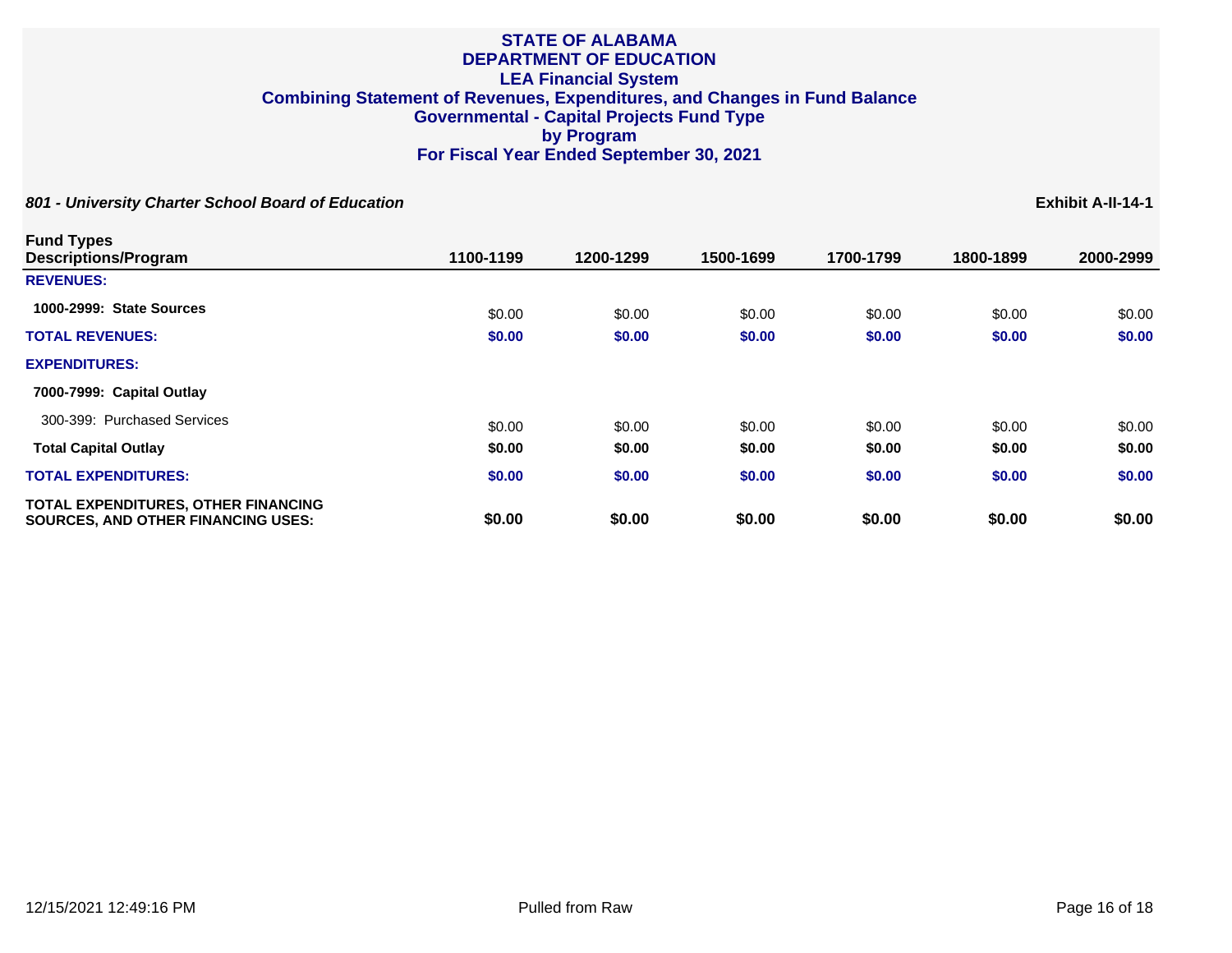# STATE OF ALABAMA
# DEPARTMENT OF EDUCATION
## LEA Financial System
## Combining Statement of Revenues, Expenditures, and Changes in Fund Balance
## Governmental - Capital Projects Fund Type
## by Program
## For Fiscal Year Ended September 30, 2021

***801 - University Charter School Board of Education*** **Exhibit A-II-14-1**

| Fund Types Descriptions/Program | 1100-1199 | 1200-1299 | 1500-1699 | 1700-1799 | 1800-1899 | 2000-2999 |
|---|---|---|---|---|---|---|
| **REVENUES:** | | | | | | |
| **1000-2999: State Sources** | $0.00 | $0.00 | $0.00 | $0.00 | $0.00 | $0.00 |
| **TOTAL REVENUES:** | **$0.00** | **$0.00** | **$0.00** | **$0.00** | **$0.00** | **$0.00** |
| **EXPENDITURES:** | | | | | | |
| **7000-7999: Capital Outlay** | | | | | | |
| 300-399: Purchased Services | $0.00 | $0.00 | $0.00 | $0.00 | $0.00 | $0.00 |
| **Total Capital Outlay** | **$0.00** | **$0.00** | **$0.00** | **$0.00** | **$0.00** | **$0.00** |
| **TOTAL EXPENDITURES:** | **$0.00** | **$0.00** | **$0.00** | **$0.00** | **$0.00** | **$0.00** |
| **TOTAL EXPENDITURES, OTHER FINANCING SOURCES, AND OTHER FINANCING USES:** | **$0.00** | **$0.00** | **$0.00** | **$0.00** | **$0.00** | **$0.00** |

12/15/2021 12:49:16 PM Pulled from Raw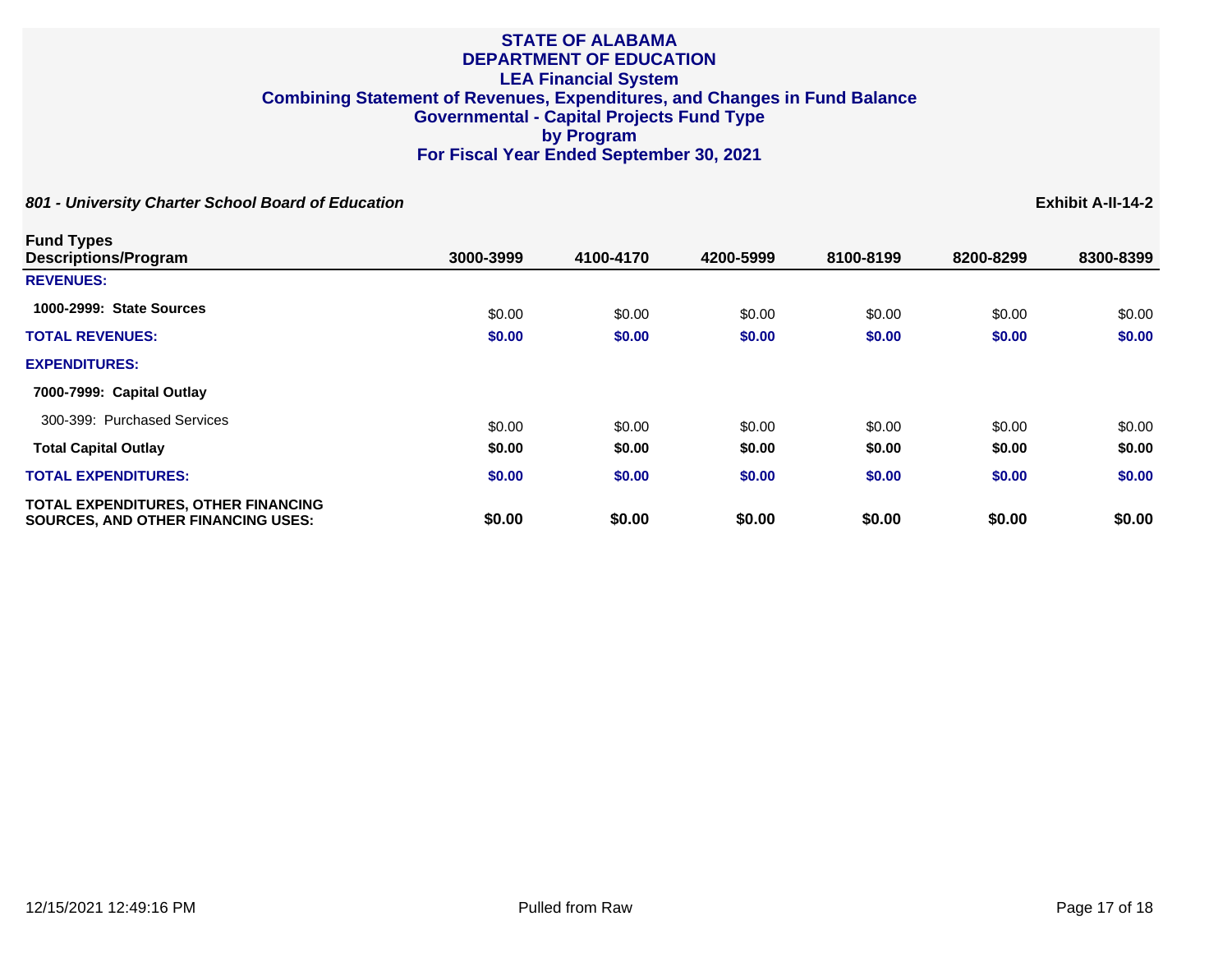# STATE OF ALABAMA
# DEPARTMENT OF EDUCATION
## LEA Financial System
## Combining Statement of Revenues, Expenditures, and Changes in Fund Balance
## Governmental - Capital Projects Fund Type
## by Program
## For Fiscal Year Ended September 30, 2021

***801 - University Charter School Board of Education***

**Exhibit A-II-14-2**

| Fund Types Descriptions/Program | 3000-3999 | 4100-4170 | 4200-5999 | 8100-8199 | 8200-8299 | 8300-8399 |
|---|---|---|---|---|---|---|
| **REVENUES:** | | | | | | |
| **1000-2999: State Sources** | $0.00 | $0.00 | $0.00 | $0.00 | $0.00 | $0.00 |
| **TOTAL REVENUES:** | **$0.00** | **$0.00** | **$0.00** | **$0.00** | **$0.00** | **$0.00** |
| **EXPENDITURES:** | | | | | | |
| **7000-7999: Capital Outlay** | | | | | | |
| 300-399: Purchased Services | $0.00 | $0.00 | $0.00 | $0.00 | $0.00 | $0.00 |
| **Total Capital Outlay** | **$0.00** | **$0.00** | **$0.00** | **$0.00** | **$0.00** | **$0.00** |
| **TOTAL EXPENDITURES:** | **$0.00** | **$0.00** | **$0.00** | **$0.00** | **$0.00** | **$0.00** |
| **TOTAL EXPENDITURES, OTHER FINANCING SOURCES, AND OTHER FINANCING USES:** | **$0.00** | **$0.00** | **$0.00** | **$0.00** | **$0.00** | **$0.00** |

12/15/2021 12:49:16 PM    Pulled from Raw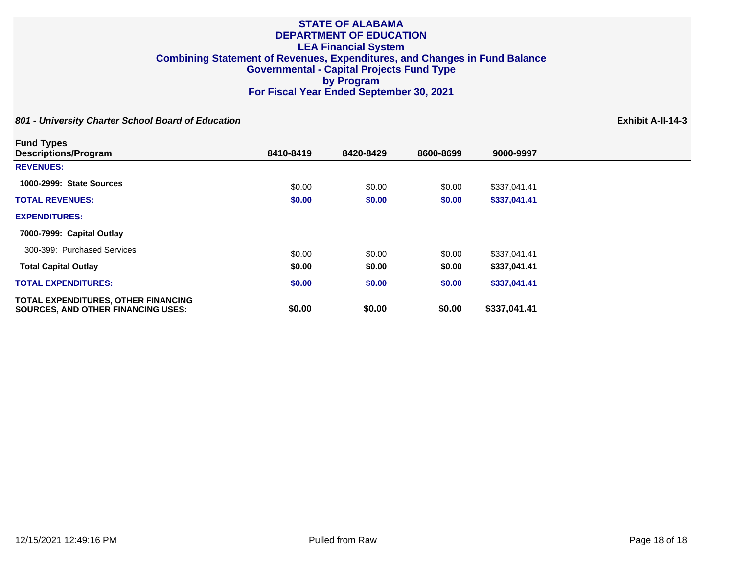# STATE OF ALABAMA
## DEPARTMENT OF EDUCATION
## LEA Financial System
## Combining Statement of Revenues, Expenditures, and Changes in Fund Balance
## Governmental - Capital Projects Fund Type
## by Program
## For Fiscal Year Ended September 30, 2021

***801 - University Charter School Board of Education*** **Exhibit A-II-14-3**

| Fund Types Descriptions/Program | 8410-8419 | 8420-8429 | 8600-8699 | 9000-9997 |
|---|---|---|---|---|
| **REVENUES:** | | | | |
| **1000-2999: State Sources** | $0.00 | $0.00 | $0.00 | $337,041.41 |
| **TOTAL REVENUES:** | **$0.00** | **$0.00** | **$0.00** | **$337,041.41** |
| **EXPENDITURES:** | | | | |
| **7000-7999: Capital Outlay** | | | | |
| 300-399: Purchased Services | $0.00 | $0.00 | $0.00 | $337,041.41 |
| **Total Capital Outlay** | **$0.00** | **$0.00** | **$0.00** | **$337,041.41** |
| **TOTAL EXPENDITURES:** | **$0.00** | **$0.00** | **$0.00** | **$337,041.41** |
| **TOTAL EXPENDITURES, OTHER FINANCING SOURCES, AND OTHER FINANCING USES:** | **$0.00** | **$0.00** | **$0.00** | **$337,041.41** |

12/15/2021 12:49:16 PM Pulled from Raw